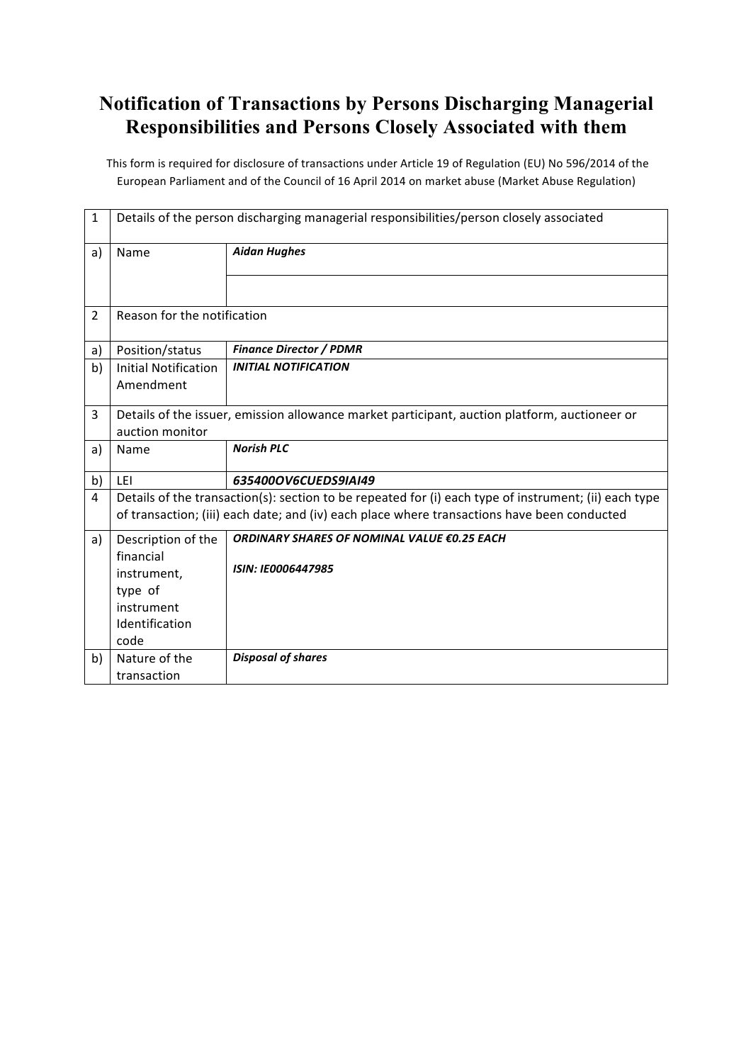# Notification of Transactions by Persons Discharging Managerial Responsibilities and Persons Closely Associated with them

This form is required for disclosure of transactions under Article 19 of Regulation (EU) No 596/2014 of the European Parliament and of the Council of 16 April 2014 on market abuse (Market Abuse Regulation)

| 1 | Details of the person discharging managerial responsibilities/person closely associated | |
|---|---|---|
| a) | Name | ***Aidan Hughes*** |
| | | |
| 2 | Reason for the notification | |
| a) | Position/status | ***Finance Director / PDMR*** |
| b) | Initial Notification Amendment | ***INITIAL NOTIFICATION*** |
| 3 | Details of the issuer, emission allowance market participant, auction platform, auctioneer or auction monitor | |
| a) | Name | ***Norish PLC*** |
| b) | LEI | ***635400OV6CUEDS9IAI49*** |
| 4 | Details of the transaction(s): section to be repeated for (i) each type of instrument; (ii) each type of transaction; (iii) each date; and (iv) each place where transactions have been conducted | |
| a) | Description of the financial instrument, type of instrument Identification code | ***ORDINARY SHARES OF NOMINAL VALUE €0.25 EACH***<br><br>***ISIN: IE0006447985*** |
| b) | Nature of the transaction | ***Disposal of shares*** |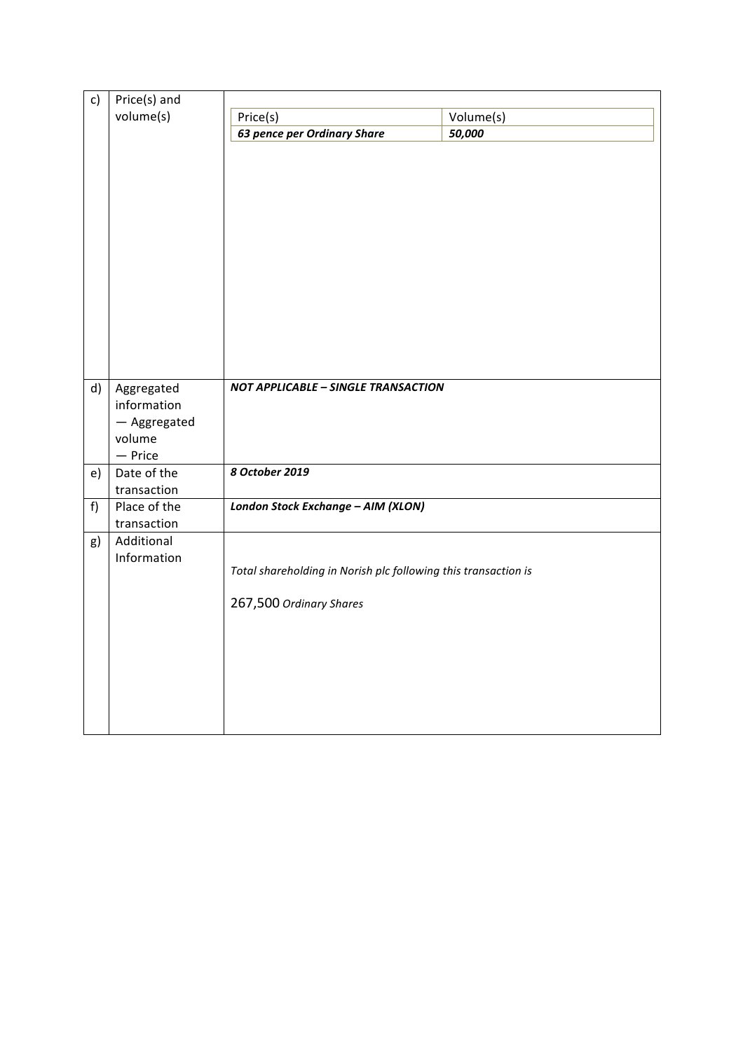| | | |
|---|---|---|
| c) | Price(s) and volume(s) | Price(s): ***63 pence per Ordinary Share*** — Volume(s): ***50,000*** |
| d) | Aggregated information<br>— Aggregated volume<br>— Price | ***NOT APPLICABLE – SINGLE TRANSACTION*** |
| e) | Date of the transaction | ***8 October 2019*** |
| f) | Place of the transaction | ***London Stock Exchange – AIM (XLON)*** |
| g) | Additional Information | *Total shareholding in Norish plc following this transaction is*<br><br>267,500 *Ordinary Shares* |